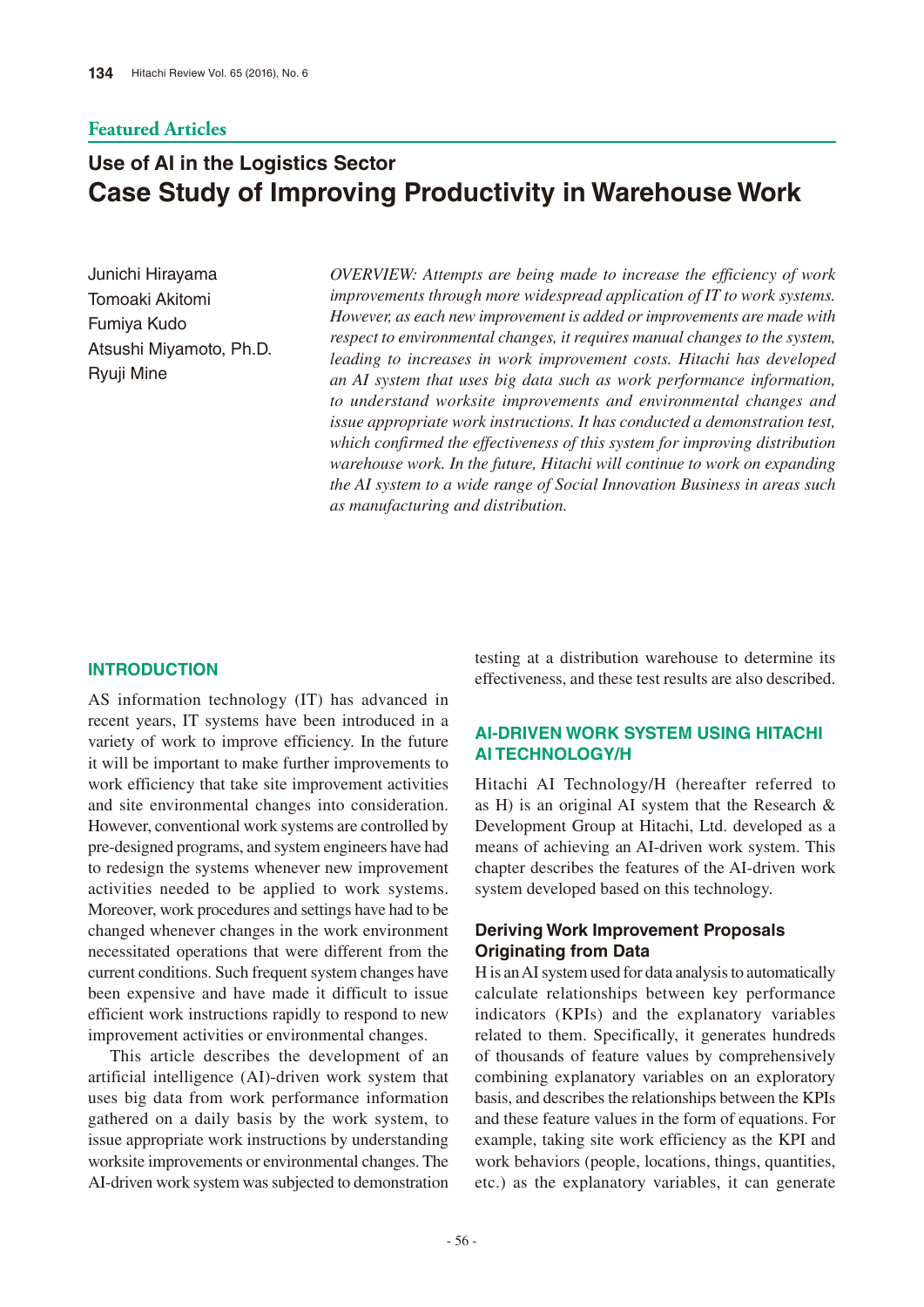Featured Articles

# Use of AI in the Logistics Sector
# Case Study of Improving Productivity in Warehouse Work

Junichi Hirayama
Tomoaki Akitomi
Fumiya Kudo
Atsushi Miyamoto, Ph.D.
Ryuji Mine

*OVERVIEW: Attempts are being made to increase the efficiency of work improvements through more widespread application of IT to work systems. However, as each new improvement is added or improvements are made with respect to environmental changes, it requires manual changes to the system, leading to increases in work improvement costs. Hitachi has developed an AI system that uses big data such as work performance information, to understand worksite improvements and environmental changes and issue appropriate work instructions. It has conducted a demonstration test, which confirmed the effectiveness of this system for improving distribution warehouse work. In the future, Hitachi will continue to work on expanding the AI system to a wide range of Social Innovation Business in areas such as manufacturing and distribution.*

## INTRODUCTION

AS information technology (IT) has advanced in recent years, IT systems have been introduced in a variety of work to improve efficiency. In the future it will be important to make further improvements to work efficiency that take site improvement activities and site environmental changes into consideration. However, conventional work systems are controlled by pre-designed programs, and system engineers have had to redesign the systems whenever new improvement activities needed to be applied to work systems. Moreover, work procedures and settings have had to be changed whenever changes in the work environment necessitated operations that were different from the current conditions. Such frequent system changes have been expensive and have made it difficult to issue efficient work instructions rapidly to respond to new improvement activities or environmental changes.

This article describes the development of an artificial intelligence (AI)-driven work system that uses big data from work performance information gathered on a daily basis by the work system, to issue appropriate work instructions by understanding worksite improvements or environmental changes. The AI-driven work system was subjected to demonstration testing at a distribution warehouse to determine its effectiveness, and these test results are also described.

## AI-DRIVEN WORK SYSTEM USING HITACHI AI TECHNOLOGY/H

Hitachi AI Technology/H (hereafter referred to as H) is an original AI system that the Research & Development Group at Hitachi, Ltd. developed as a means of achieving an AI-driven work system. This chapter describes the features of the AI-driven work system developed based on this technology.

### Deriving Work Improvement Proposals Originating from Data

H is an AI system used for data analysis to automatically calculate relationships between key performance indicators (KPIs) and the explanatory variables related to them. Specifically, it generates hundreds of thousands of feature values by comprehensively combining explanatory variables on an exploratory basis, and describes the relationships between the KPIs and these feature values in the form of equations. For example, taking site work efficiency as the KPI and work behaviors (people, locations, things, quantities, etc.) as the explanatory variables, it can generate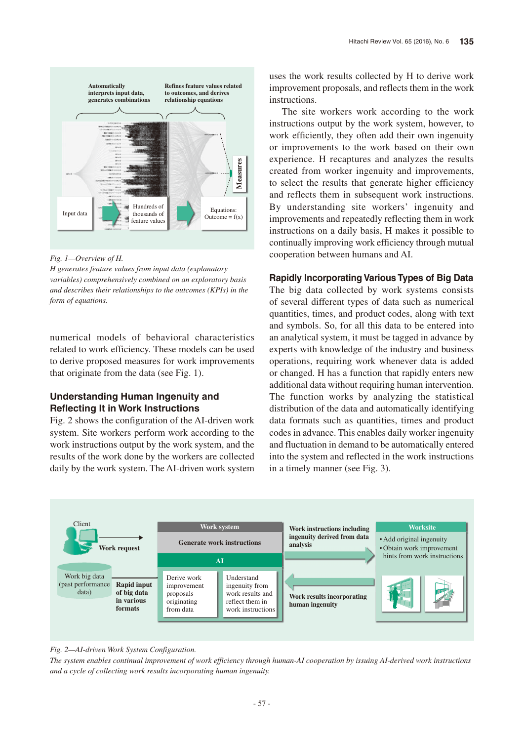*Fig. 1—Overview of H.*

*H generates feature values from input data (explanatory variables) comprehensively combined on an exploratory basis and describes their relationships to the outcomes (KPIs) in the form of equations.*

numerical models of behavioral characteristics related to work efficiency. These models can be used to derive proposed measures for work improvements that originate from the data (see Fig. 1).

## Understanding Human Ingenuity and Reflecting It in Work Instructions

Fig. 2 shows the configuration of the AI-driven work system. Site workers perform work according to the work instructions output by the work system, and the results of the work done by the workers are collected daily by the work system. The AI-driven work system uses the work results collected by H to derive work improvement proposals, and reflects them in the work instructions.

The site workers work according to the work instructions output by the work system, however, to work efficiently, they often add their own ingenuity or improvements to the work based on their own experience. H recaptures and analyzes the results created from worker ingenuity and improvements, to select the results that generate higher efficiency and reflects them in subsequent work instructions. By understanding site workers' ingenuity and improvements and repeatedly reflecting them in work instructions on a daily basis, H makes it possible to continually improving work efficiency through mutual cooperation between humans and AI.

## Rapidly Incorporating Various Types of Big Data

The big data collected by work systems consists of several different types of data such as numerical quantities, times, and product codes, along with text and symbols. So, for all this data to be entered into an analytical system, it must be tagged in advance by experts with knowledge of the industry and business operations, requiring work whenever data is added or changed. H has a function that rapidly enters new additional data without requiring human intervention. The function works by analyzing the statistical distribution of the data and automatically identifying data formats such as quantities, times and product codes in advance. This enables daily worker ingenuity and fluctuation in demand to be automatically entered into the system and reflected in the work instructions in a timely manner (see Fig. 3).

*Fig. 2—AI-driven Work System Configuration.*

*The system enables continual improvement of work efficiency through human-AI cooperation by issuing AI-derived work instructions and a cycle of collecting work results incorporating human ingenuity.*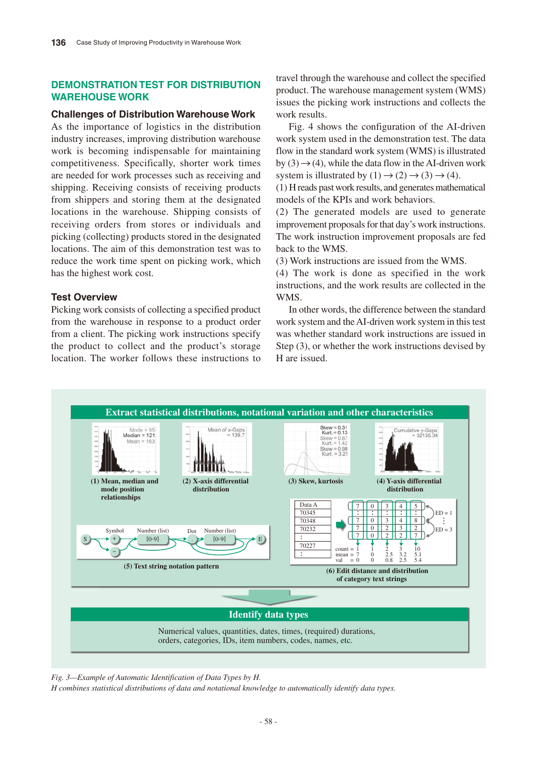## DEMONSTRATION TEST FOR DISTRIBUTION WAREHOUSE WORK

### Challenges of Distribution Warehouse Work

As the importance of logistics in the distribution industry increases, improving distribution warehouse work is becoming indispensable for maintaining competitiveness. Specifically, shorter work times are needed for work processes such as receiving and shipping. Receiving consists of receiving products from shippers and storing them at the designated locations in the warehouse. Shipping consists of receiving orders from stores or individuals and picking (collecting) products stored in the designated locations. The aim of this demonstration test was to reduce the work time spent on picking work, which has the highest work cost.

### Test Overview

Picking work consists of collecting a specified product from the warehouse in response to a product order from a client. The picking work instructions specify the product to collect and the product's storage location. The worker follows these instructions to travel through the warehouse and collect the specified product. The warehouse management system (WMS) issues the picking work instructions and collects the work results.

Fig. 4 shows the configuration of the AI-driven work system used in the demonstration test. The data flow in the standard work system (WMS) is illustrated by (3) → (4), while the data flow in the AI-driven work system is illustrated by (1) → (2) → (3) → (4).

(1) H reads past work results, and generates mathematical models of the KPIs and work behaviors.

(2) The generated models are used to generate improvement proposals for that day's work instructions. The work instruction improvement proposals are fed back to the WMS.

(3) Work instructions are issued from the WMS.

(4) The work is done as specified in the work instructions, and the work results are collected in the WMS.

In other words, the difference between the standard work system and the AI-driven work system in this test was whether standard work instructions are issued in Step (3), or whether the work instructions devised by H are issued.

**Extract statistical distributions, notational variation and other characteristics**

(1) Mean, median and mode position relationships — Mode = 95, Median = 121, Mean = 163

(2) X-axis differential distribution — Mean of x-Gaps = 139.7

(3) Skew, kurtosis — Skew = 0.31, Kurt. = 0.13; Skew = 0.87, Kurt. = 1.42; Skew = 0.98, Kurt. = 3.21

(4) Y-axis differential distribution — Cumulative y-Gaps = 32135.34

(5) Text string notation pattern — S, Symbol (+/−), Number (list) [0-9], Dot, Number (list) [0-9], E

(6) Edit distance and distribution of category text strings

| Data A | | | | | |
|---|---|---|---|---|---|
| 70345 | 7 | 0 | 3 | 4 | 5 |
| 70348 | 7 | 0 | 3 | 4 | 8 |
| 70232 | 7 | 0 | 2 | 3 | 2 |
| : | | | | | |
| 70227 | 7 | 0 | 2 | 2 | 7 |
| count = | 1 | 1 | 2 | 3 | 10 |
| mean = | 7 | 0 | 2.5 | 3.2 | 5.1 |
| val = | 0 | 0 | 0.8 | 2.5 | 5.4 |

ED = 1, ED = 3

**Identify data types**

Numerical values, quantities, dates, times, (required) durations, orders, categories, IDs, item numbers, codes, names, etc.

*Fig. 3—Example of Automatic Identification of Data Types by H.*
*H combines statistical distributions of data and notational knowledge to automatically identify data types.*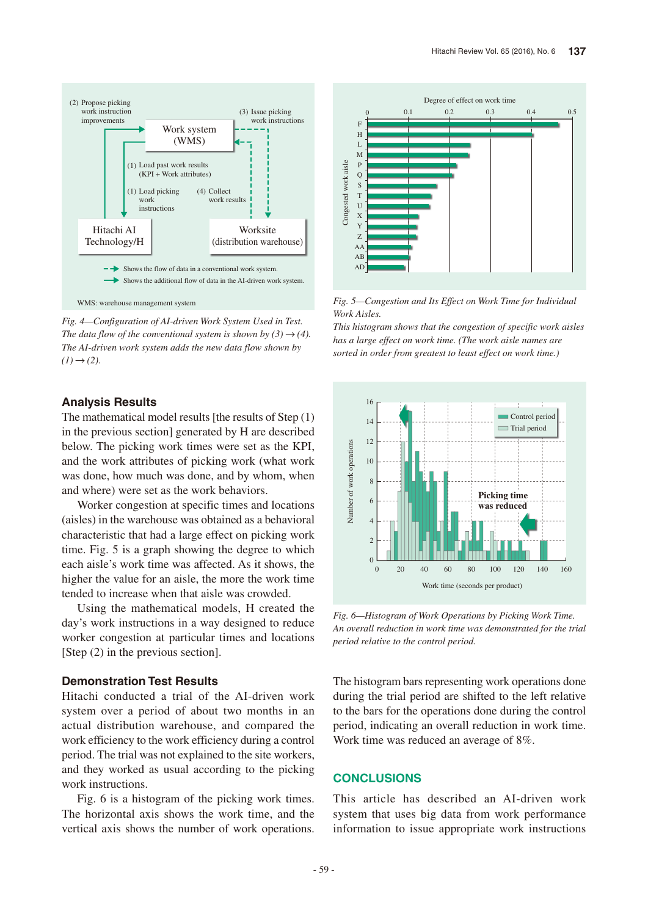Fig. 4—Configuration of AI-driven Work System Used in Test.
*The data flow of the conventional system is shown by (3) → (4). The AI-driven work system adds the new data flow shown by (1) → (2).*

Fig. 5—Congestion and Its Effect on Work Time for Individual Work Aisles.
*This histogram shows that the congestion of specific work aisles has a large effect on work time. (The work aisle names are sorted in order from greatest to least effect on work time.)*

## Analysis Results

The mathematical model results [the results of Step (1) in the previous section] generated by H are described below. The picking work times were set as the KPI, and the work attributes of picking work (what work was done, how much was done, and by whom, when and where) were set as the work behaviors.

Worker congestion at specific times and locations (aisles) in the warehouse was obtained as a behavioral characteristic that had a large effect on picking work time. Fig. 5 is a graph showing the degree to which each aisle's work time was affected. As it shows, the higher the value for an aisle, the more the work time tended to increase when that aisle was crowded.

Using the mathematical models, H created the day's work instructions in a way designed to reduce worker congestion at particular times and locations [Step (2) in the previous section].

## Demonstration Test Results

Hitachi conducted a trial of the AI-driven work system over a period of about two months in an actual distribution warehouse, and compared the work efficiency to the work efficiency during a control period. The trial was not explained to the site workers, and they worked as usual according to the picking work instructions.

Fig. 6 is a histogram of the picking work times. The horizontal axis shows the work time, and the vertical axis shows the number of work operations.

Fig. 6—Histogram of Work Operations by Picking Work Time.
*An overall reduction in work time was demonstrated for the trial period relative to the control period.*

The histogram bars representing work operations done during the trial period are shifted to the left relative to the bars for the operations done during the control period, indicating an overall reduction in work time. Work time was reduced an average of 8%.

## CONCLUSIONS

This article has described an AI-driven work system that uses big data from work performance information to issue appropriate work instructions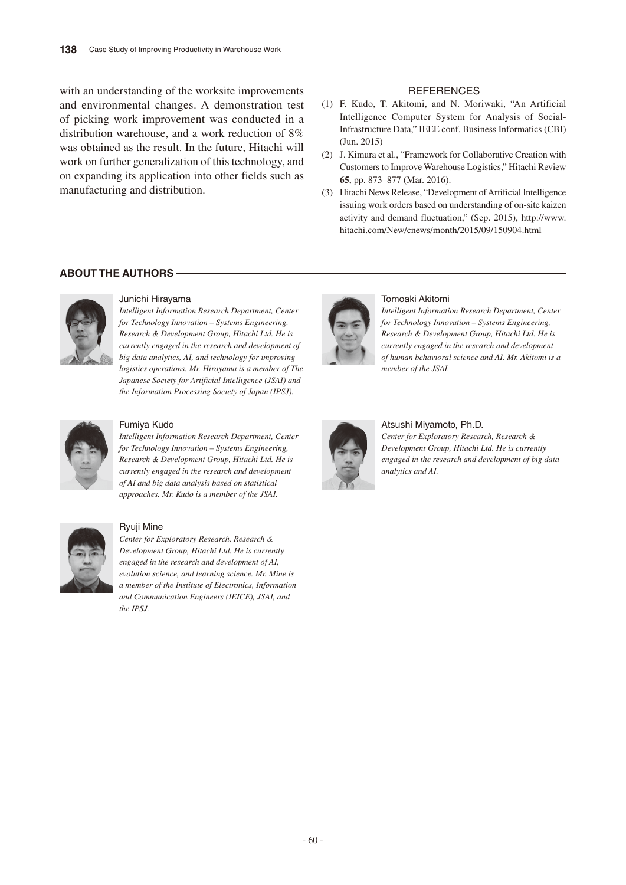with an understanding of the worksite improvements and environmental changes. A demonstration test of picking work improvement was conducted in a distribution warehouse, and a work reduction of 8% was obtained as the result. In the future, Hitachi will work on further generalization of this technology, and on expanding its application into other fields such as manufacturing and distribution.

## REFERENCES

(1) F. Kudo, T. Akitomi, and N. Moriwaki, "An Artificial Intelligence Computer System for Analysis of Social-Infrastructure Data," IEEE conf. Business Informatics (CBI) (Jun. 2015)

(2) J. Kimura et al., "Framework for Collaborative Creation with Customers to Improve Warehouse Logistics," Hitachi Review **65**, pp. 873–877 (Mar. 2016).

(3) Hitachi News Release, "Development of Artificial Intelligence issuing work orders based on understanding of on-site kaizen activity and demand fluctuation," (Sep. 2015), http://www.hitachi.com/New/cnews/month/2015/09/150904.html

## ABOUT THE AUTHORS

**Junichi Hirayama**

*Intelligent Information Research Department, Center for Technology Innovation – Systems Engineering, Research & Development Group, Hitachi Ltd. He is currently engaged in the research and development of big data analytics, AI, and technology for improving logistics operations. Mr. Hirayama is a member of The Japanese Society for Artificial Intelligence (JSAI) and the Information Processing Society of Japan (IPSJ).*

**Fumiya Kudo**

*Intelligent Information Research Department, Center for Technology Innovation – Systems Engineering, Research & Development Group, Hitachi Ltd. He is currently engaged in the research and development of AI and big data analysis based on statistical approaches. Mr. Kudo is a member of the JSAI.*

**Ryuji Mine**

*Center for Exploratory Research, Research & Development Group, Hitachi Ltd. He is currently engaged in the research and development of AI, evolution science, and learning science. Mr. Mine is a member of the Institute of Electronics, Information and Communication Engineers (IEICE), JSAI, and the IPSJ.*

**Tomoaki Akitomi**

*Intelligent Information Research Department, Center for Technology Innovation – Systems Engineering, Research & Development Group, Hitachi Ltd. He is currently engaged in the research and development of human behavioral science and AI. Mr. Akitomi is a member of the JSAI.*

**Atsushi Miyamoto, Ph.D.**

*Center for Exploratory Research, Research & Development Group, Hitachi Ltd. He is currently engaged in the research and development of big data analytics and AI.*